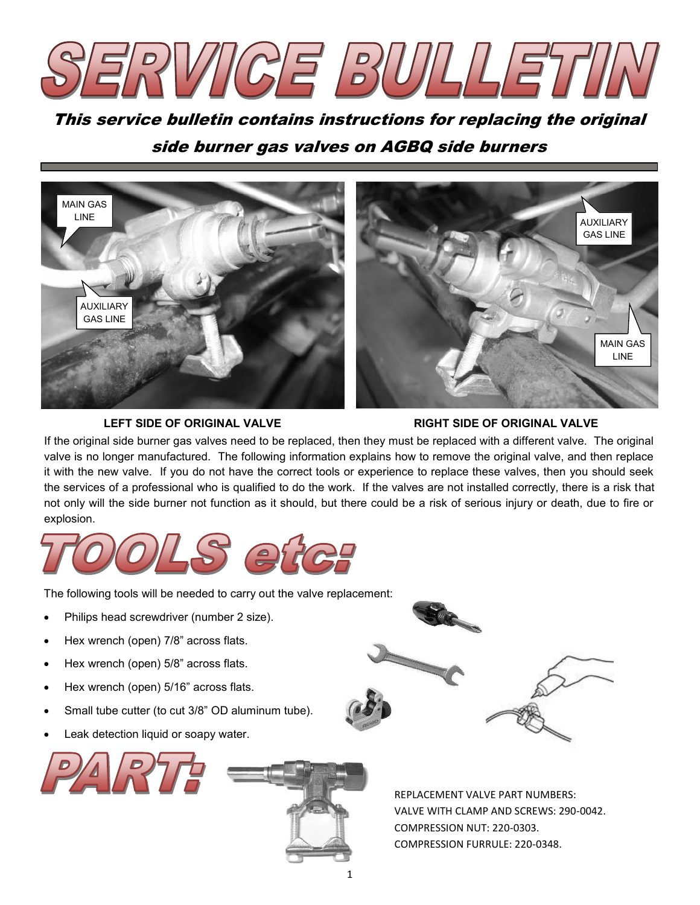# SERVICE BULLETIN

***This service bulletin contains instructions for replacing the original side burner gas valves on AGBQ side burners***

**LEFT SIDE OF ORIGINAL VALVE** **RIGHT SIDE OF ORIGINAL VALVE**

If the original side burner gas valves need to be replaced, then they must be replaced with a different valve. The original valve is no longer manufactured. The following information explains how to remove the original valve, and then replace it with the new valve. If you do not have the correct tools or experience to replace these valves, then you should seek the services of a professional who is qualified to do the work. If the valves are not installed correctly, there is a risk that not only will the side burner not function as it should, but there could be a risk of serious injury or death, due to fire or explosion.

# TOOLS etc:

The following tools will be needed to carry out the valve replacement:

- Philips head screwdriver (number 2 size).
- Hex wrench (open) 7/8" across flats.
- Hex wrench (open) 5/8" across flats.
- Hex wrench (open) 5/16" across flats.
- Small tube cutter (to cut 3/8" OD aluminum tube).
- Leak detection liquid or soapy water.

# PART:

REPLACEMENT VALVE PART NUMBERS:
VALVE WITH CLAMP AND SCREWS: 290-0042.
COMPRESSION NUT: 220-0303.
COMPRESSION FURRULE: 220-0348.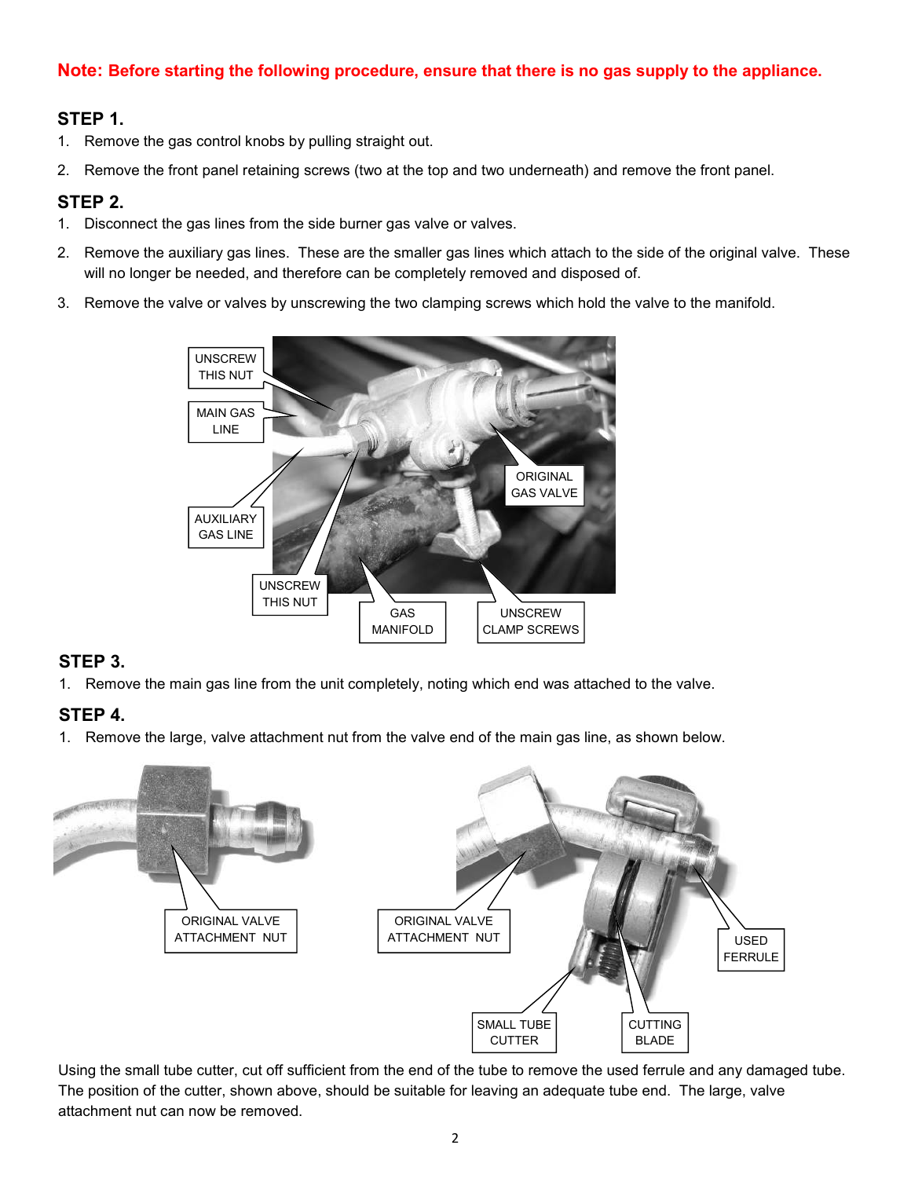**Note: Before starting the following procedure, ensure that there is no gas supply to the appliance.**

### STEP 1.

1. Remove the gas control knobs by pulling straight out.
2. Remove the front panel retaining screws (two at the top and two underneath) and remove the front panel.

### STEP 2.

1. Disconnect the gas lines from the side burner gas valve or valves.
2. Remove the auxiliary gas lines. These are the smaller gas lines which attach to the side of the original valve. These will no longer be needed, and therefore can be completely removed and disposed of.
3. Remove the valve or valves by unscrewing the two clamping screws which hold the valve to the manifold.

UNSCREW THIS NUT

MAIN GAS LINE

AUXILIARY GAS LINE

UNSCREW THIS NUT

GAS MANIFOLD

UNSCREW CLAMP SCREWS

ORIGINAL GAS VALVE

### STEP 3.

1. Remove the main gas line from the unit completely, noting which end was attached to the valve.

### STEP 4.

1. Remove the large, valve attachment nut from the valve end of the main gas line, as shown below.

ORIGINAL VALVE ATTACHMENT NUT

ORIGINAL VALVE ATTACHMENT NUT

USED FERRULE

SMALL TUBE CUTTER

CUTTING BLADE

Using the small tube cutter, cut off sufficient from the end of the tube to remove the used ferrule and any damaged tube. The position of the cutter, shown above, should be suitable for leaving an adequate tube end. The large, valve attachment nut can now be removed.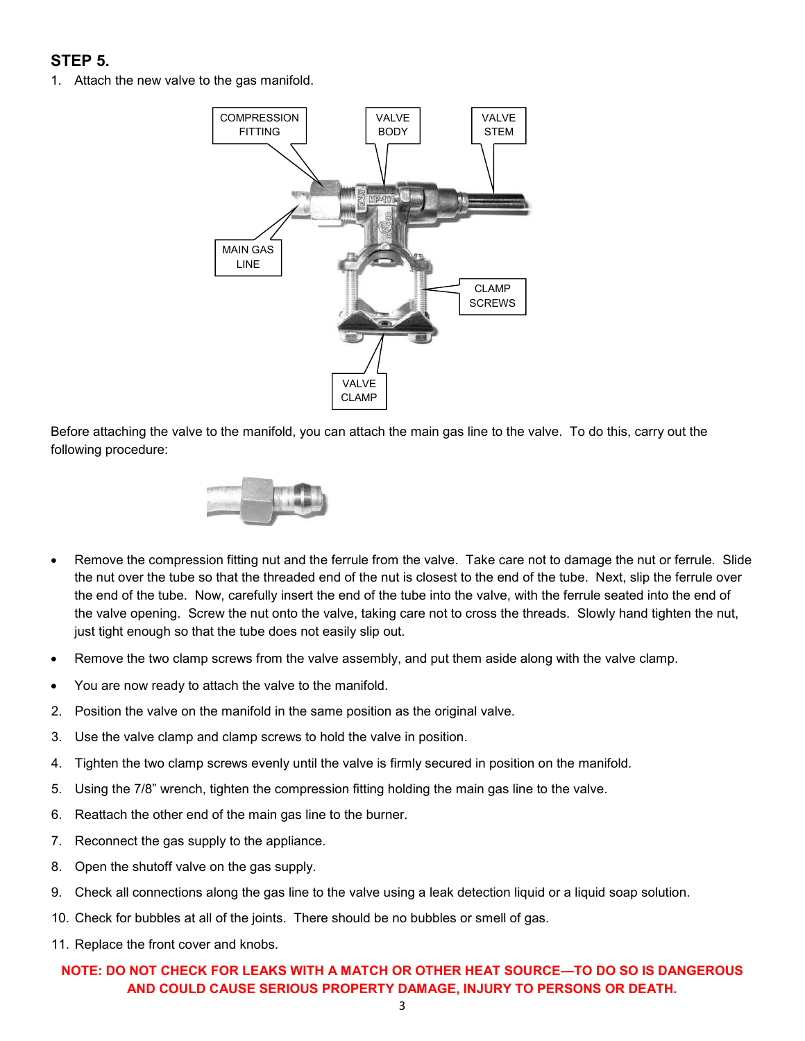## STEP 5.

1. Attach the new valve to the gas manifold.

COMPRESSION FITTING

VALVE BODY

VALVE STEM

MAIN GAS LINE

CLAMP SCREWS

VALVE CLAMP

Before attaching the valve to the manifold, you can attach the main gas line to the valve. To do this, carry out the following procedure:

- Remove the compression fitting nut and the ferrule from the valve. Take care not to damage the nut or ferrule. Slide the nut over the tube so that the threaded end of the nut is closest to the end of the tube. Next, slip the ferrule over the end of the tube. Now, carefully insert the end of the tube into the valve, with the ferrule seated into the end of the valve opening. Screw the nut onto the valve, taking care not to cross the threads. Slowly hand tighten the nut, just tight enough so that the tube does not easily slip out.
- Remove the two clamp screws from the valve assembly, and put them aside along with the valve clamp.
- You are now ready to attach the valve to the manifold.

2. Position the valve on the manifold in the same position as the original valve.
3. Use the valve clamp and clamp screws to hold the valve in position.
4. Tighten the two clamp screws evenly until the valve is firmly secured in position on the manifold.
5. Using the 7/8" wrench, tighten the compression fitting holding the main gas line to the valve.
6. Reattach the other end of the main gas line to the burner.
7. Reconnect the gas supply to the appliance.
8. Open the shutoff valve on the gas supply.
9. Check all connections along the gas line to the valve using a leak detection liquid or a liquid soap solution.
10. Check for bubbles at all of the joints. There should be no bubbles or smell of gas.
11. Replace the front cover and knobs.

**NOTE: DO NOT CHECK FOR LEAKS WITH A MATCH OR OTHER HEAT SOURCE—TO DO SO IS DANGEROUS AND COULD CAUSE SERIOUS PROPERTY DAMAGE, INJURY TO PERSONS OR DEATH.**